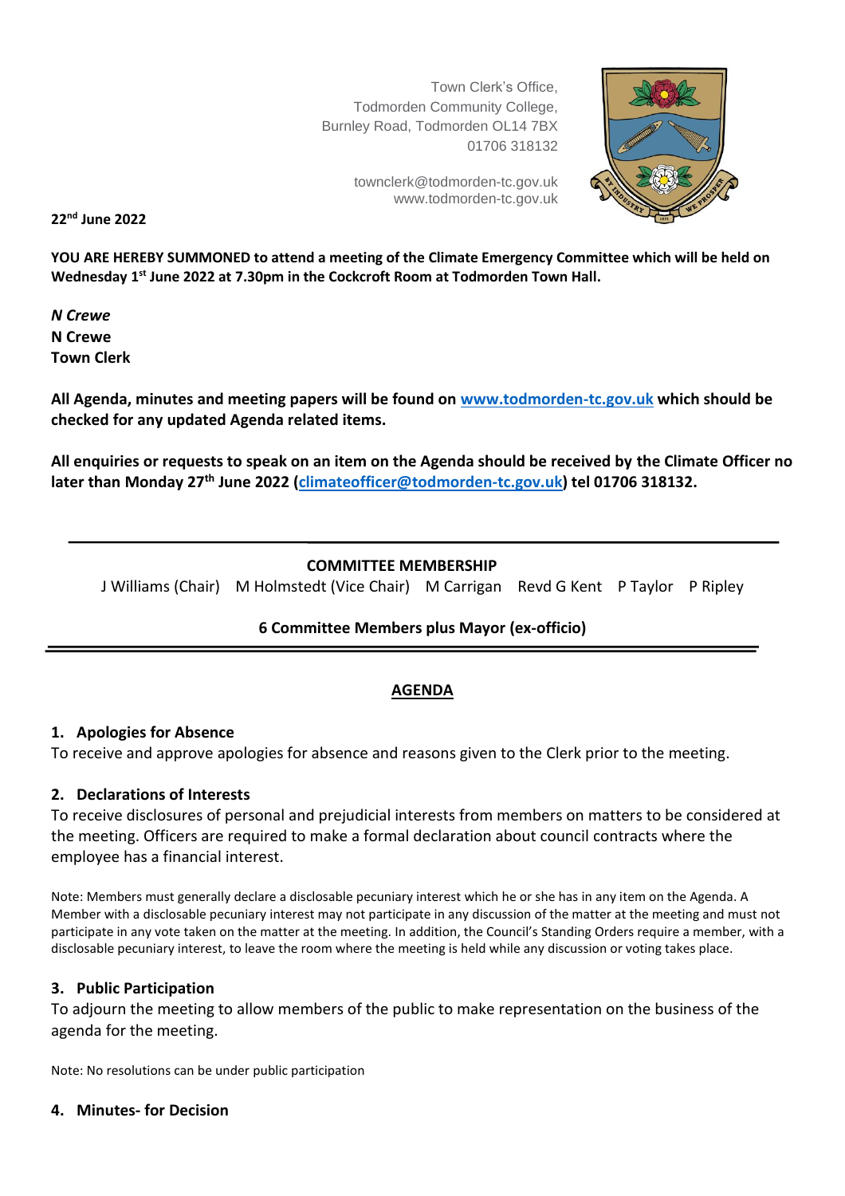Town Clerk's Office,
Todmorden Community College,
Burnley Road, Todmorden OL14 7BX
01706 318132

townclerk@todmorden-tc.gov.uk
www.todmorden-tc.gov.uk

**22nd June 2022**

**YOU ARE HEREBY SUMMONED to attend a meeting of the Climate Emergency Committee which will be held on Wednesday 1st June 2022 at 7.30pm in the Cockcroft Room at Todmorden Town Hall.**

***N Crewe***
**N Crewe**
**Town Clerk**

**All Agenda, minutes and meeting papers will be found on [www.todmorden-tc.gov.uk](http://www.todmorden-tc.gov.uk) which should be checked for any updated Agenda related items.**

**All enquiries or requests to speak on an item on the Agenda should be received by the Climate Officer no later than Monday 27th June 2022 ([climateofficer@todmorden-tc.gov.uk](mailto:climateofficer@todmorden-tc.gov.uk)) tel 01706 318132.**

---

**COMMITTEE MEMBERSHIP**

J Williams (Chair) M Holmstedt (Vice Chair) M Carrigan Revd G Kent P Taylor P Ripley

**6 Committee Members plus Mayor (ex-officio)**

---

## AGENDA

### 1. Apologies for Absence

To receive and approve apologies for absence and reasons given to the Clerk prior to the meeting.

### 2. Declarations of Interests

To receive disclosures of personal and prejudicial interests from members on matters to be considered at the meeting. Officers are required to make a formal declaration about council contracts where the employee has a financial interest.

Note: Members must generally declare a disclosable pecuniary interest which he or she has in any item on the Agenda. A Member with a disclosable pecuniary interest may not participate in any discussion of the matter at the meeting and must not participate in any vote taken on the matter at the meeting. In addition, the Council's Standing Orders require a member, with a disclosable pecuniary interest, to leave the room where the meeting is held while any discussion or voting takes place.

### 3. Public Participation

To adjourn the meeting to allow members of the public to make representation on the business of the agenda for the meeting.

Note: No resolutions can be under public participation

### 4. Minutes- for Decision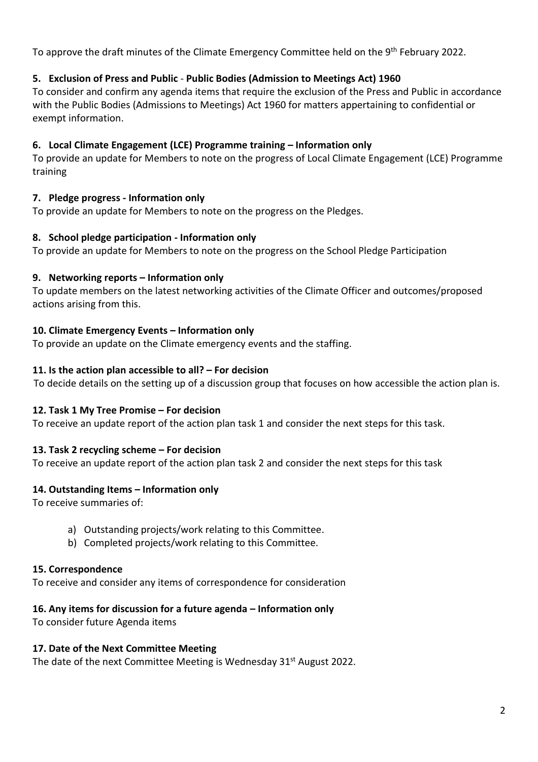To approve the draft minutes of the Climate Emergency Committee held on the 9th February 2022.

**5. Exclusion of Press and Public - Public Bodies (Admission to Meetings Act) 1960**

To consider and confirm any agenda items that require the exclusion of the Press and Public in accordance with the Public Bodies (Admissions to Meetings) Act 1960 for matters appertaining to confidential or exempt information.

**6. Local Climate Engagement (LCE) Programme training – Information only**

To provide an update for Members to note on the progress of Local Climate Engagement (LCE) Programme training

**7. Pledge progress - Information only**

To provide an update for Members to note on the progress on the Pledges.

**8. School pledge participation - Information only**

To provide an update for Members to note on the progress on the School Pledge Participation

**9. Networking reports – Information only**

To update members on the latest networking activities of the Climate Officer and outcomes/proposed actions arising from this.

**10. Climate Emergency Events – Information only**

To provide an update on the Climate emergency events and the staffing.

**11. Is the action plan accessible to all? – For decision**

To decide details on the setting up of a discussion group that focuses on how accessible the action plan is.

**12. Task 1 My Tree Promise – For decision**

To receive an update report of the action plan task 1 and consider the next steps for this task.

**13. Task 2 recycling scheme – For decision**

To receive an update report of the action plan task 2 and consider the next steps for this task

**14. Outstanding Items – Information only**

To receive summaries of:

a) Outstanding projects/work relating to this Committee.
b) Completed projects/work relating to this Committee.

**15. Correspondence**

To receive and consider any items of correspondence for consideration

**16. Any items for discussion for a future agenda – Information only**

To consider future Agenda items

**17. Date of the Next Committee Meeting**

The date of the next Committee Meeting is Wednesday 31st August 2022.